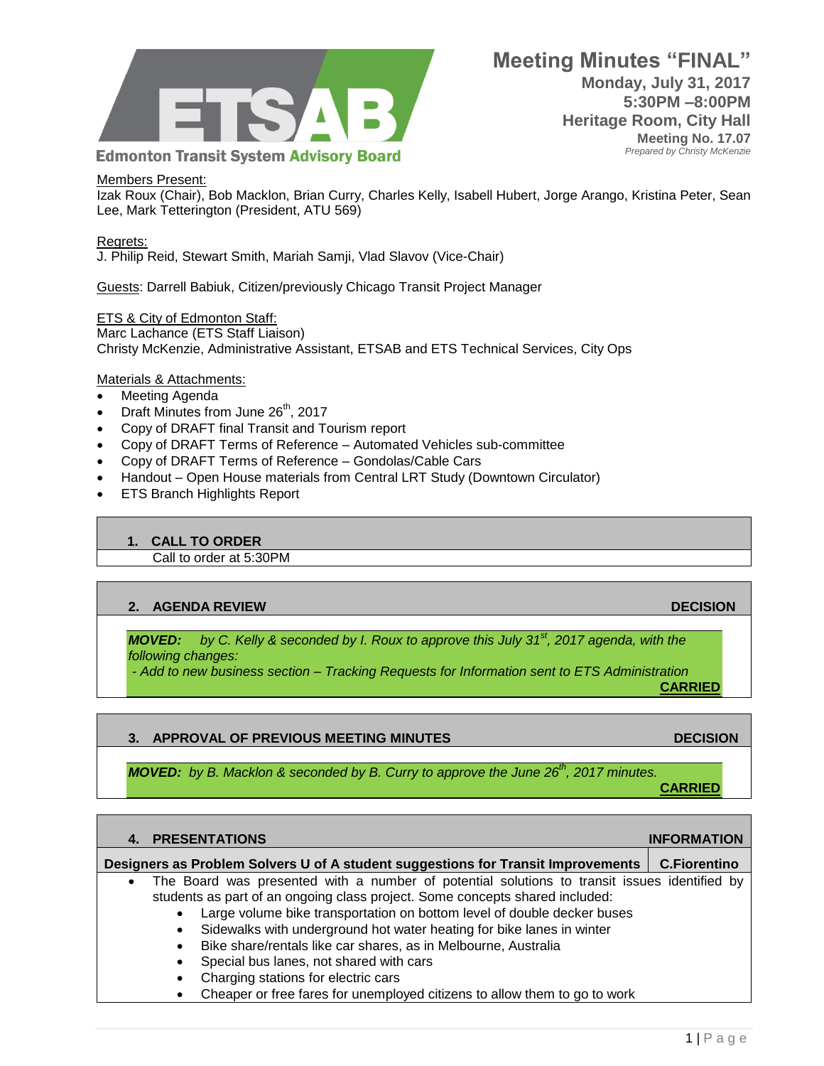**Edmonton Transit System Advisory Board**

# Meeting Minutes "FINAL"

**Monday, July 31, 2017**
**5:30PM –8:00PM**
**Heritage Room, City Hall**
**Meeting No. 17.07**
*Prepared by Christy McKenzie*

Members Present:
Izak Roux (Chair), Bob Macklon, Brian Curry, Charles Kelly, Isabell Hubert, Jorge Arango, Kristina Peter, Sean Lee, Mark Tetterington (President, ATU 569)

Regrets:
J. Philip Reid, Stewart Smith, Mariah Samji, Vlad Slavov (Vice-Chair)

Guests: Darrell Babiuk, Citizen/previously Chicago Transit Project Manager

ETS & City of Edmonton Staff:
Marc Lachance (ETS Staff Liaison)
Christy McKenzie, Administrative Assistant, ETSAB and ETS Technical Services, City Ops

Materials & Attachments:

- Meeting Agenda
- Draft Minutes from June 26th, 2017
- Copy of DRAFT final Transit and Tourism report
- Copy of DRAFT Terms of Reference – Automated Vehicles sub-committee
- Copy of DRAFT Terms of Reference – Gondolas/Cable Cars
- Handout – Open House materials from Central LRT Study (Downtown Circulator)
- ETS Branch Highlights Report

## 1. CALL TO ORDER

Call to order at 5:30PM

## 2. AGENDA REVIEW — DECISION

***MOVED:*** *by C. Kelly & seconded by I. Roux to approve this July 31st, 2017 agenda, with the following changes:*
*- Add to new business section – Tracking Requests for Information sent to ETS Administration*

**CARRIED**

## 3. APPROVAL OF PREVIOUS MEETING MINUTES — DECISION

***MOVED:*** *by B. Macklon & seconded by B. Curry to approve the June 26th, 2017 minutes.*

**CARRIED**

## 4. PRESENTATIONS — INFORMATION

**Designers as Problem Solvers U of A student suggestions for Transit Improvements — C.Fiorentino**

- The Board was presented with a number of potential solutions to transit issues identified by students as part of an ongoing class project. Some concepts shared included:
  - Large volume bike transportation on bottom level of double decker buses
  - Sidewalks with underground hot water heating for bike lanes in winter
  - Bike share/rentals like car shares, as in Melbourne, Australia
  - Special bus lanes, not shared with cars
  - Charging stations for electric cars
  - Cheaper or free fares for unemployed citizens to allow them to go to work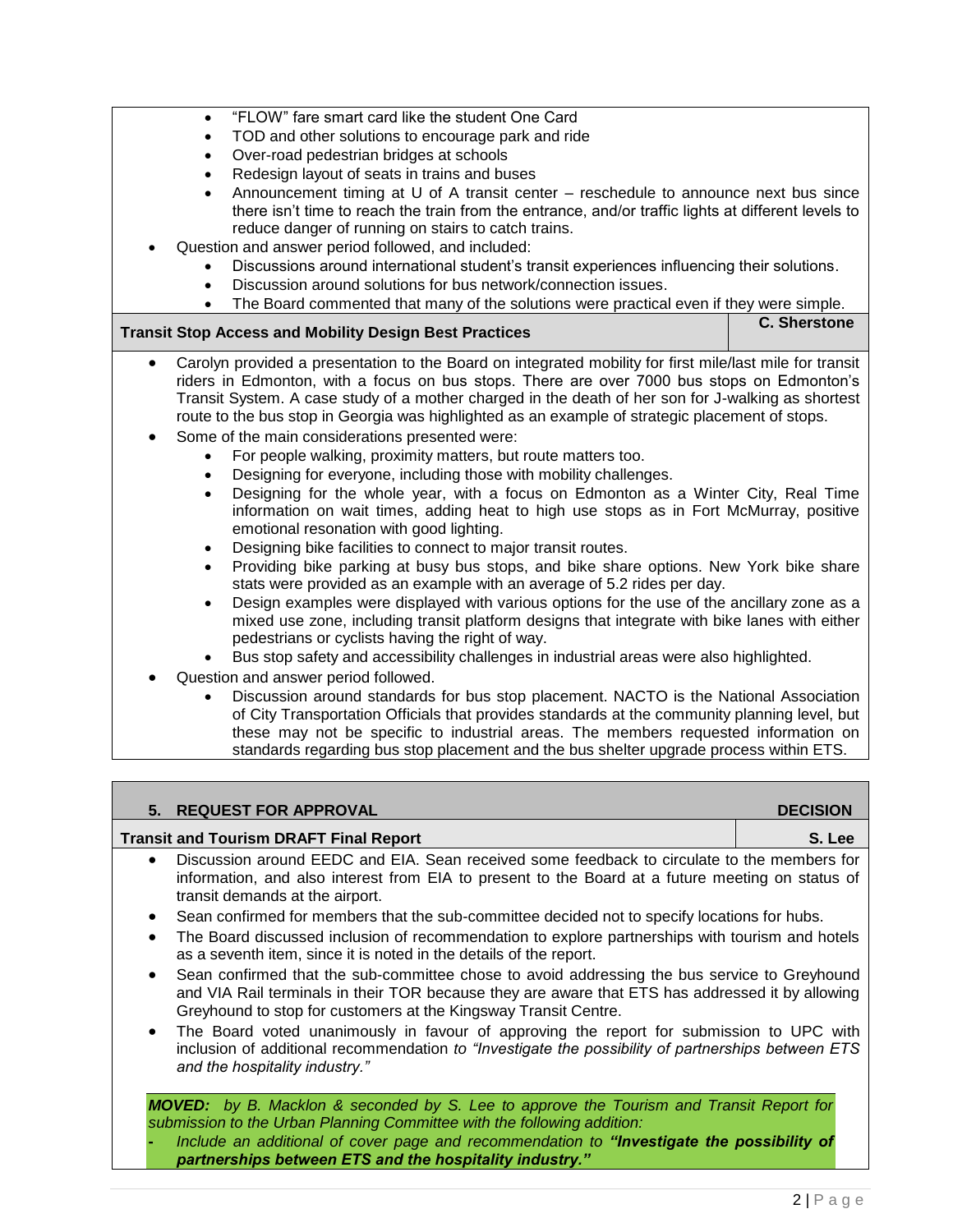- "FLOW" fare smart card like the student One Card
  - TOD and other solutions to encourage park and ride
  - Over-road pedestrian bridges at schools
  - Redesign layout of seats in trains and buses
  - Announcement timing at U of A transit center – reschedule to announce next bus since there isn't time to reach the train from the entrance, and/or traffic lights at different levels to reduce danger of running on stairs to catch trains.
- Question and answer period followed, and included:
  - Discussions around international student's transit experiences influencing their solutions.
  - Discussion around solutions for bus network/connection issues.
  - The Board commented that many of the solutions were practical even if they were simple.

| **Transit Stop Access and Mobility Design Best Practices** | **C. Sherstone** |
|---|---|

- Carolyn provided a presentation to the Board on integrated mobility for first mile/last mile for transit riders in Edmonton, with a focus on bus stops. There are over 7000 bus stops on Edmonton's Transit System. A case study of a mother charged in the death of her son for J-walking as shortest route to the bus stop in Georgia was highlighted as an example of strategic placement of stops.
- Some of the main considerations presented were:
  - For people walking, proximity matters, but route matters too.
  - Designing for everyone, including those with mobility challenges.
  - Designing for the whole year, with a focus on Edmonton as a Winter City, Real Time information on wait times, adding heat to high use stops as in Fort McMurray, positive emotional resonation with good lighting.
  - Designing bike facilities to connect to major transit routes.
  - Providing bike parking at busy bus stops, and bike share options. New York bike share stats were provided as an example with an average of 5.2 rides per day.
  - Design examples were displayed with various options for the use of the ancillary zone as a mixed use zone, including transit platform designs that integrate with bike lanes with either pedestrians or cyclists having the right of way.
  - Bus stop safety and accessibility challenges in industrial areas were also highlighted.
- Question and answer period followed.
  - Discussion around standards for bus stop placement. NACTO is the National Association of City Transportation Officials that provides standards at the community planning level, but these may not be specific to industrial areas. The members requested information on standards regarding bus stop placement and the bus shelter upgrade process within ETS.

| **5. REQUEST FOR APPROVAL** | **DECISION** |
|---|---|
| **Transit and Tourism DRAFT Final Report** | **S. Lee** |

- Discussion around EEDC and EIA. Sean received some feedback to circulate to the members for information, and also interest from EIA to present to the Board at a future meeting on status of transit demands at the airport.
- Sean confirmed for members that the sub-committee decided not to specify locations for hubs.
- The Board discussed inclusion of recommendation to explore partnerships with tourism and hotels as a seventh item, since it is noted in the details of the report.
- Sean confirmed that the sub-committee chose to avoid addressing the bus service to Greyhound and VIA Rail terminals in their TOR because they are aware that ETS has addressed it by allowing Greyhound to stop for customers at the Kingsway Transit Centre.
- The Board voted unanimously in favour of approving the report for submission to UPC with inclusion of additional recommendation *to "Investigate the possibility of partnerships between ETS and the hospitality industry."*

***MOVED:*** *by B. Macklon & seconded by S. Lee to approve the Tourism and Transit Report for submission to the Urban Planning Committee with the following addition:*

- *Include an additional of cover page and recommendation to **"Investigate the possibility of partnerships between ETS and the hospitality industry."***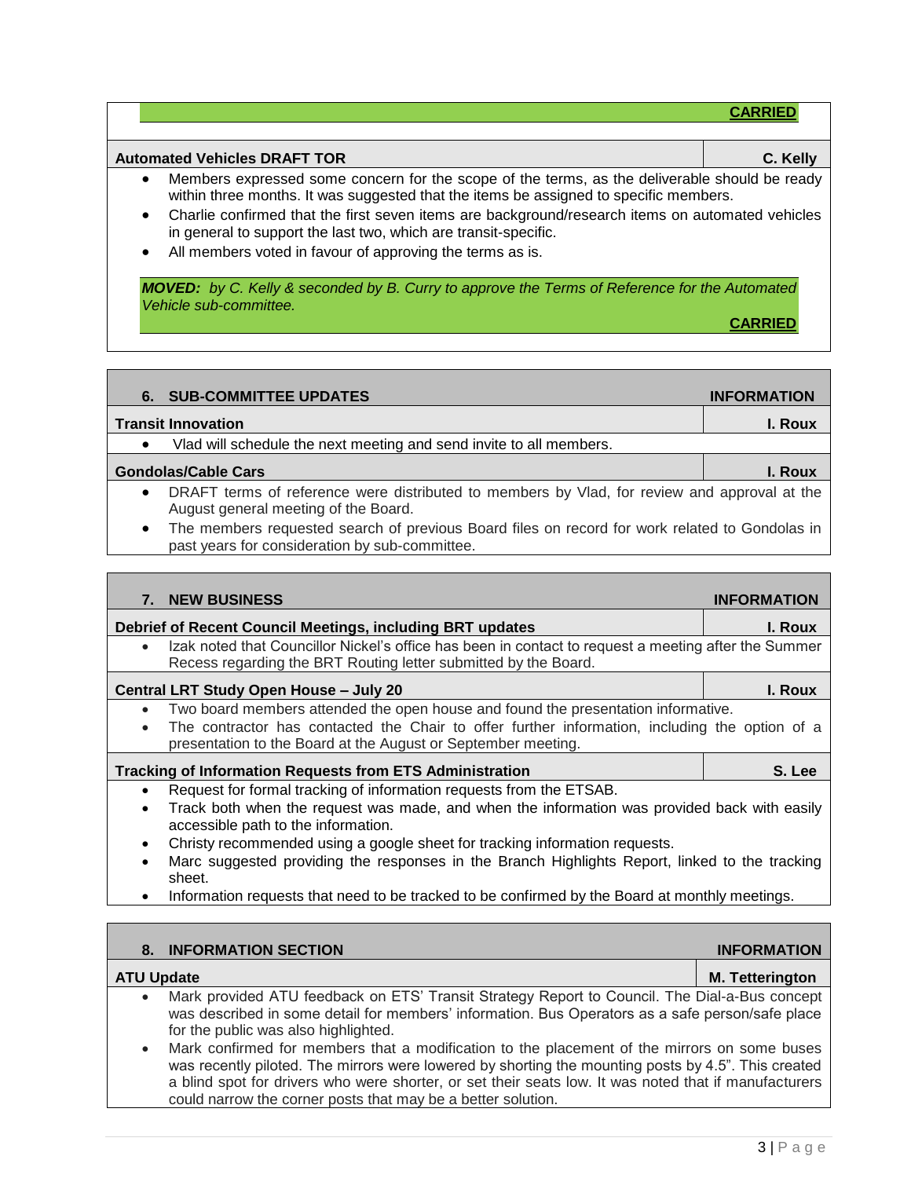**CARRIED**

| **Automated Vehicles DRAFT TOR** | **C. Kelly** |
|---|---|

- Members expressed some concern for the scope of the terms, as the deliverable should be ready within three months. It was suggested that the items be assigned to specific members.
- Charlie confirmed that the first seven items are background/research items on automated vehicles in general to support the last two, which are transit-specific.
- All members voted in favour of approving the terms as is.

***MOVED:*** *by C. Kelly & seconded by B. Curry to approve the Terms of Reference for the Automated Vehicle sub-committee.*

**CARRIED**

## 6. SUB-COMMITTEE UPDATES — INFORMATION

| **Transit Innovation** | **I. Roux** |
|---|---|

- Vlad will schedule the next meeting and send invite to all members.

| **Gondolas/Cable Cars** | **I. Roux** |
|---|---|

- DRAFT terms of reference were distributed to members by Vlad, for review and approval at the August general meeting of the Board.
- The members requested search of previous Board files on record for work related to Gondolas in past years for consideration by sub-committee.

## 7. NEW BUSINESS — INFORMATION

| **Debrief of Recent Council Meetings, including BRT updates** | **I. Roux** |
|---|---|

- Izak noted that Councillor Nickel's office has been in contact to request a meeting after the Summer Recess regarding the BRT Routing letter submitted by the Board.

| **Central LRT Study Open House – July 20** | **I. Roux** |
|---|---|

- Two board members attended the open house and found the presentation informative.
- The contractor has contacted the Chair to offer further information, including the option of a presentation to the Board at the August or September meeting.

| **Tracking of Information Requests from ETS Administration** | **S. Lee** |
|---|---|

- Request for formal tracking of information requests from the ETSAB.
- Track both when the request was made, and when the information was provided back with easily accessible path to the information.
- Christy recommended using a google sheet for tracking information requests.
- Marc suggested providing the responses in the Branch Highlights Report, linked to the tracking sheet.
- Information requests that need to be tracked to be confirmed by the Board at monthly meetings.

## 8. INFORMATION SECTION — INFORMATION

| **ATU Update** | **M. Tetterington** |
|---|---|

- Mark provided ATU feedback on ETS' Transit Strategy Report to Council. The Dial-a-Bus concept was described in some detail for members' information. Bus Operators as a safe person/safe place for the public was also highlighted.
- Mark confirmed for members that a modification to the placement of the mirrors on some buses was recently piloted. The mirrors were lowered by shorting the mounting posts by 4.5". This created a blind spot for drivers who were shorter, or set their seats low. It was noted that if manufacturers could narrow the corner posts that may be a better solution.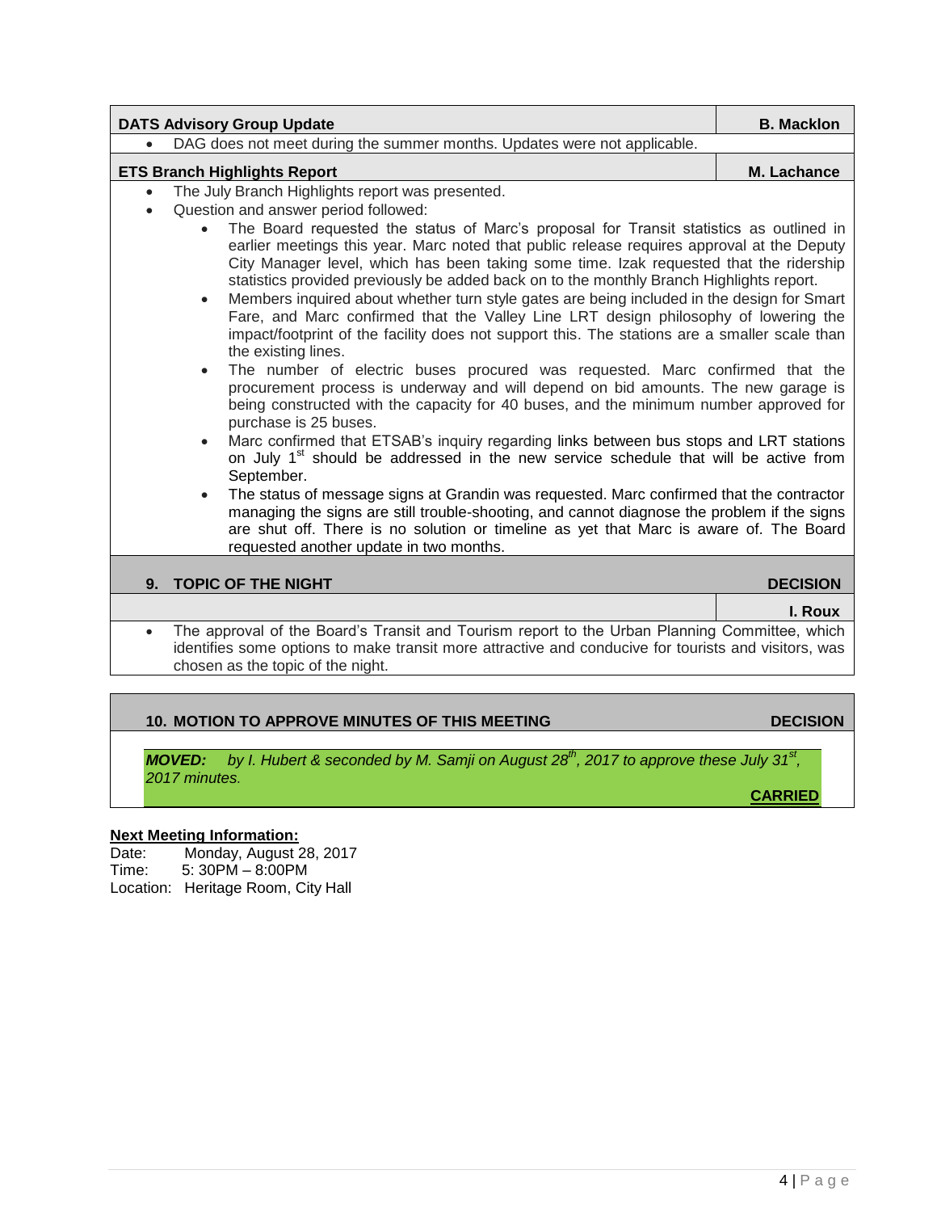**DATS Advisory Group Update** — **B. Macklon**

- DAG does not meet during the summer months. Updates were not applicable.

**ETS Branch Highlights Report** — **M. Lachance**

- The July Branch Highlights report was presented.
- Question and answer period followed:
  - The Board requested the status of Marc's proposal for Transit statistics as outlined in earlier meetings this year. Marc noted that public release requires approval at the Deputy City Manager level, which has been taking some time. Izak requested that the ridership statistics provided previously be added back on to the monthly Branch Highlights report.
  - Members inquired about whether turn style gates are being included in the design for Smart Fare, and Marc confirmed that the Valley Line LRT design philosophy of lowering the impact/footprint of the facility does not support this. The stations are a smaller scale than the existing lines.
  - The number of electric buses procured was requested. Marc confirmed that the procurement process is underway and will depend on bid amounts. The new garage is being constructed with the capacity for 40 buses, and the minimum number approved for purchase is 25 buses.
  - Marc confirmed that ETSAB's inquiry regarding links between bus stops and LRT stations on July 1st should be addressed in the new service schedule that will be active from September.
  - The status of message signs at Grandin was requested. Marc confirmed that the contractor managing the signs are still trouble-shooting, and cannot diagnose the problem if the signs are shut off. There is no solution or timeline as yet that Marc is aware of. The Board requested another update in two months.

## 9. TOPIC OF THE NIGHT — DECISION

**I. Roux**

- The approval of the Board's Transit and Tourism report to the Urban Planning Committee, which identifies some options to make transit more attractive and conducive for tourists and visitors, was chosen as the topic of the night.

## 10. MOTION TO APPROVE MINUTES OF THIS MEETING — DECISION

***MOVED:*** *by I. Hubert & seconded by M. Samji on August 28th, 2017 to approve these July 31st, 2017 minutes.*

**CARRIED**

**Next Meeting Information:**

Date: Monday, August 28, 2017
Time: 5: 30PM – 8:00PM
Location: Heritage Room, City Hall